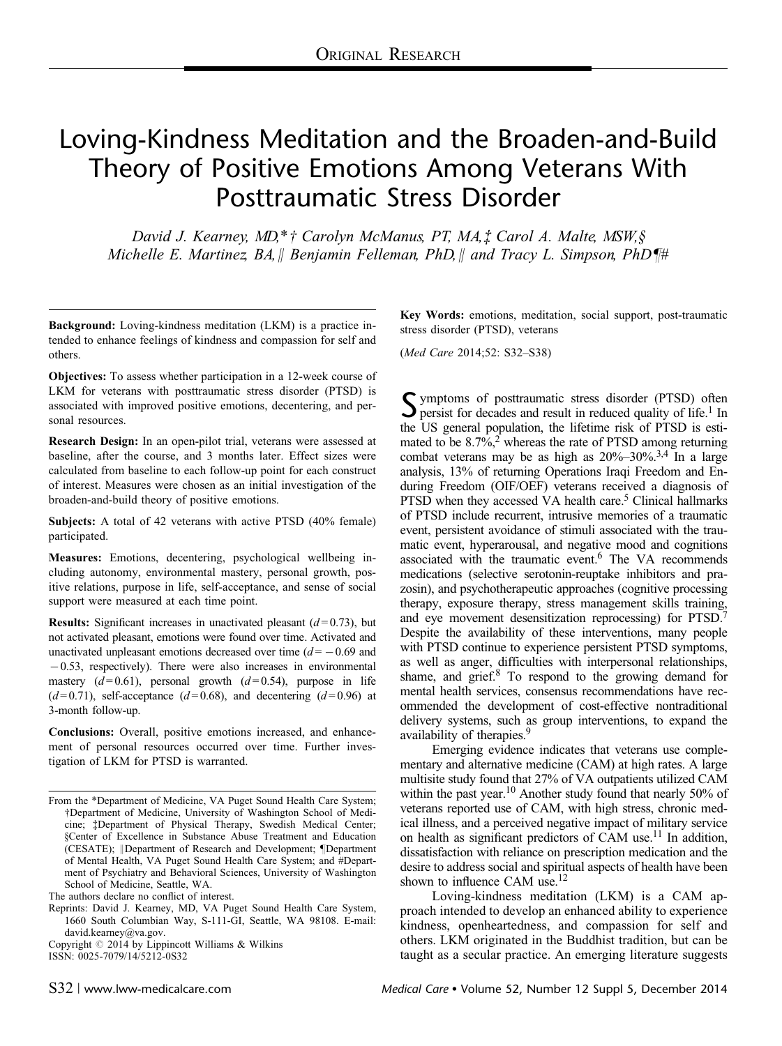ORIGINAL RESEARCH

# Loving-Kindness Meditation and the Broaden-and-Build Theory of Positive Emotions Among Veterans With Posttraumatic Stress Disorder

*David J. Kearney, MD,*†[*,†] Carolyn McManus, PT, MA,[‡] Carol A. Malte, MSW,[§] Michelle E. Martinez, BA,[∥] Benjamin Felleman, PhD,[∥] and Tracy L. Simpson, PhD[¶,#]*

**Background:** Loving-kindness meditation (LKM) is a practice intended to enhance feelings of kindness and compassion for self and others.

**Objectives:** To assess whether participation in a 12-week course of LKM for veterans with posttraumatic stress disorder (PTSD) is associated with improved positive emotions, decentering, and personal resources.

**Research Design:** In an open-pilot trial, veterans were assessed at baseline, after the course, and 3 months later. Effect sizes were calculated from baseline to each follow-up point for each construct of interest. Measures were chosen as an initial investigation of the broaden-and-build theory of positive emotions.

**Subjects:** A total of 42 veterans with active PTSD (40% female) participated.

**Measures:** Emotions, decentering, psychological wellbeing including autonomy, environmental mastery, personal growth, positive relations, purpose in life, self-acceptance, and sense of social support were measured at each time point.

**Results:** Significant increases in unactivated pleasant ($d=0.73$), but not activated pleasant, emotions were found over time. Activated and unactivated unpleasant emotions decreased over time ($d=-0.69$ and $-0.53$, respectively). There were also increases in environmental mastery ($d=0.61$), personal growth ($d=0.54$), purpose in life ($d=0.71$), self-acceptance ($d=0.68$), and decentering ($d=0.96$) at 3-month follow-up.

**Conclusions:** Overall, positive emotions increased, and enhancement of personal resources occurred over time. Further investigation of LKM for PTSD is warranted.

From the *Department of Medicine, VA Puget Sound Health Care System; †Department of Medicine, University of Washington School of Medicine; ‡Department of Physical Therapy, Swedish Medical Center; §Center of Excellence in Substance Abuse Treatment and Education (CESATE); ∥Department of Research and Development; ¶Department of Mental Health, VA Puget Sound Health Care System; and #Department of Psychiatry and Behavioral Sciences, University of Washington School of Medicine, Seattle, WA.

The authors declare no conflict of interest.

Reprints: David J. Kearney, MD, VA Puget Sound Health Care System, 1660 South Columbian Way, S-111-GI, Seattle, WA 98108. E-mail: david.kearney@va.gov.

Copyright © 2014 by Lippincott Williams & Wilkins

ISSN: 0025-7079/14/5212-0S32

**Key Words:** emotions, meditation, social support, post-traumatic stress disorder (PTSD), veterans

(*Med Care* 2014;52: S32–S38)

Symptoms of posttraumatic stress disorder (PTSD) often persist for decades and result in reduced quality of life.[1] In the US general population, the lifetime risk of PTSD is estimated to be 8.7%,[2] whereas the rate of PTSD among returning combat veterans may be as high as 20%–30%.[3,4] In a large analysis, 13% of returning Operations Iraqi Freedom and Enduring Freedom (OIF/OEF) veterans received a diagnosis of PTSD when they accessed VA health care.[5] Clinical hallmarks of PTSD include recurrent, intrusive memories of a traumatic event, persistent avoidance of stimuli associated with the traumatic event, hyperarousal, and negative mood and cognitions associated with the traumatic event.[6] The VA recommends medications (selective serotonin-reuptake inhibitors and prazosin), and psychotherapeutic approaches (cognitive processing therapy, exposure therapy, stress management skills training, and eye movement desensitization reprocessing) for PTSD.[7] Despite the availability of these interventions, many people with PTSD continue to experience persistent PTSD symptoms, as well as anger, difficulties with interpersonal relationships, shame, and grief.[8] To respond to the growing demand for mental health services, consensus recommendations have recommended the development of cost-effective nontraditional delivery systems, such as group interventions, to expand the availability of therapies.[9]

Emerging evidence indicates that veterans use complementary and alternative medicine (CAM) at high rates. A large multisite study found that 27% of VA outpatients utilized CAM within the past year.[10] Another study found that nearly 50% of veterans reported use of CAM, with high stress, chronic medical illness, and a perceived negative impact of military service on health as significant predictors of CAM use.[11] In addition, dissatisfaction with reliance on prescription medication and the desire to address social and spiritual aspects of health have been shown to influence CAM use.[12]

Loving-kindness meditation (LKM) is a CAM approach intended to develop an enhanced ability to experience kindness, openheartedness, and compassion for self and others. LKM originated in the Buddhist tradition, but can be taught as a secular practice. An emerging literature suggests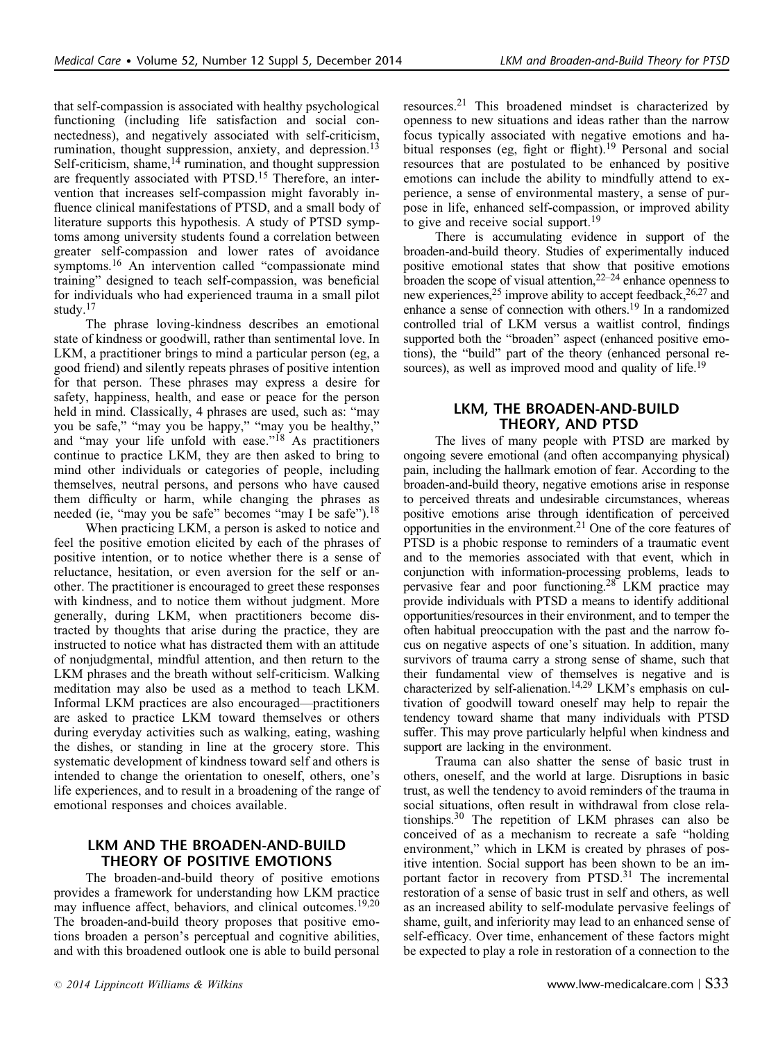that self-compassion is associated with healthy psychological functioning (including life satisfaction and social connectedness), and negatively associated with self-criticism, rumination, thought suppression, anxiety, and depression.[13] Self-criticism, shame,[14] rumination, and thought suppression are frequently associated with PTSD.[15] Therefore, an intervention that increases self-compassion might favorably influence clinical manifestations of PTSD, and a small body of literature supports this hypothesis. A study of PTSD symptoms among university students found a correlation between greater self-compassion and lower rates of avoidance symptoms.[16] An intervention called "compassionate mind training" designed to teach self-compassion, was beneficial for individuals who had experienced trauma in a small pilot study.[17]

The phrase loving-kindness describes an emotional state of kindness or goodwill, rather than sentimental love. In LKM, a practitioner brings to mind a particular person (eg, a good friend) and silently repeats phrases of positive intention for that person. These phrases may express a desire for safety, happiness, health, and ease or peace for the person held in mind. Classically, 4 phrases are used, such as: "may you be safe," "may you be happy," "may you be healthy," and "may your life unfold with ease."[18] As practitioners continue to practice LKM, they are then asked to bring to mind other individuals or categories of people, including themselves, neutral persons, and persons who have caused them difficulty or harm, while changing the phrases as needed (ie, "may you be safe" becomes "may I be safe").[18]

When practicing LKM, a person is asked to notice and feel the positive emotion elicited by each of the phrases of positive intention, or to notice whether there is a sense of reluctance, hesitation, or even aversion for the self or another. The practitioner is encouraged to greet these responses with kindness, and to notice them without judgment. More generally, during LKM, when practitioners become distracted by thoughts that arise during the practice, they are instructed to notice what has distracted them with an attitude of nonjudgmental, mindful attention, and then return to the LKM phrases and the breath without self-criticism. Walking meditation may also be used as a method to teach LKM. Informal LKM practices are also encouraged—practitioners are asked to practice LKM toward themselves or others during everyday activities such as walking, eating, washing the dishes, or standing in line at the grocery store. This systematic development of kindness toward self and others is intended to change the orientation to oneself, others, one's life experiences, and to result in a broadening of the range of emotional responses and choices available.

## LKM AND THE BROADEN-AND-BUILD THEORY OF POSITIVE EMOTIONS

The broaden-and-build theory of positive emotions provides a framework for understanding how LKM practice may influence affect, behaviors, and clinical outcomes.[19,20] The broaden-and-build theory proposes that positive emotions broaden a person's perceptual and cognitive abilities, and with this broadened outlook one is able to build personal resources.[21] This broadened mindset is characterized by openness to new situations and ideas rather than the narrow focus typically associated with negative emotions and habitual responses (eg, fight or flight).[19] Personal and social resources that are postulated to be enhanced by positive emotions can include the ability to mindfully attend to experience, a sense of environmental mastery, a sense of purpose in life, enhanced self-compassion, or improved ability to give and receive social support.[19]

There is accumulating evidence in support of the broaden-and-build theory. Studies of experimentally induced positive emotional states that show that positive emotions broaden the scope of visual attention,[22–24] enhance openness to new experiences,[25] improve ability to accept feedback,[26,27] and enhance a sense of connection with others.[19] In a randomized controlled trial of LKM versus a waitlist control, findings supported both the "broaden" aspect (enhanced positive emotions), the "build" part of the theory (enhanced personal resources), as well as improved mood and quality of life.[19]

## LKM, THE BROADEN-AND-BUILD THEORY, AND PTSD

The lives of many people with PTSD are marked by ongoing severe emotional (and often accompanying physical) pain, including the hallmark emotion of fear. According to the broaden-and-build theory, negative emotions arise in response to perceived threats and undesirable circumstances, whereas positive emotions arise through identification of perceived opportunities in the environment.[21] One of the core features of PTSD is a phobic response to reminders of a traumatic event and to the memories associated with that event, which in conjunction with information-processing problems, leads to pervasive fear and poor functioning.[28] LKM practice may provide individuals with PTSD a means to identify additional opportunities/resources in their environment, and to temper the often habitual preoccupation with the past and the narrow focus on negative aspects of one's situation. In addition, many survivors of trauma carry a strong sense of shame, such that their fundamental view of themselves is negative and is characterized by self-alienation.[14,29] LKM's emphasis on cultivation of goodwill toward oneself may help to repair the tendency toward shame that many individuals with PTSD suffer. This may prove particularly helpful when kindness and support are lacking in the environment.

Trauma can also shatter the sense of basic trust in others, oneself, and the world at large. Disruptions in basic trust, as well the tendency to avoid reminders of the trauma in social situations, often result in withdrawal from close relationships.[30] The repetition of LKM phrases can also be conceived of as a mechanism to recreate a safe "holding environment," which in LKM is created by phrases of positive intention. Social support has been shown to be an important factor in recovery from PTSD.[31] The incremental restoration of a sense of basic trust in self and others, as well as an increased ability to self-modulate pervasive feelings of shame, guilt, and inferiority may lead to an enhanced sense of self-efficacy. Over time, enhancement of these factors might be expected to play a role in restoration of a connection to the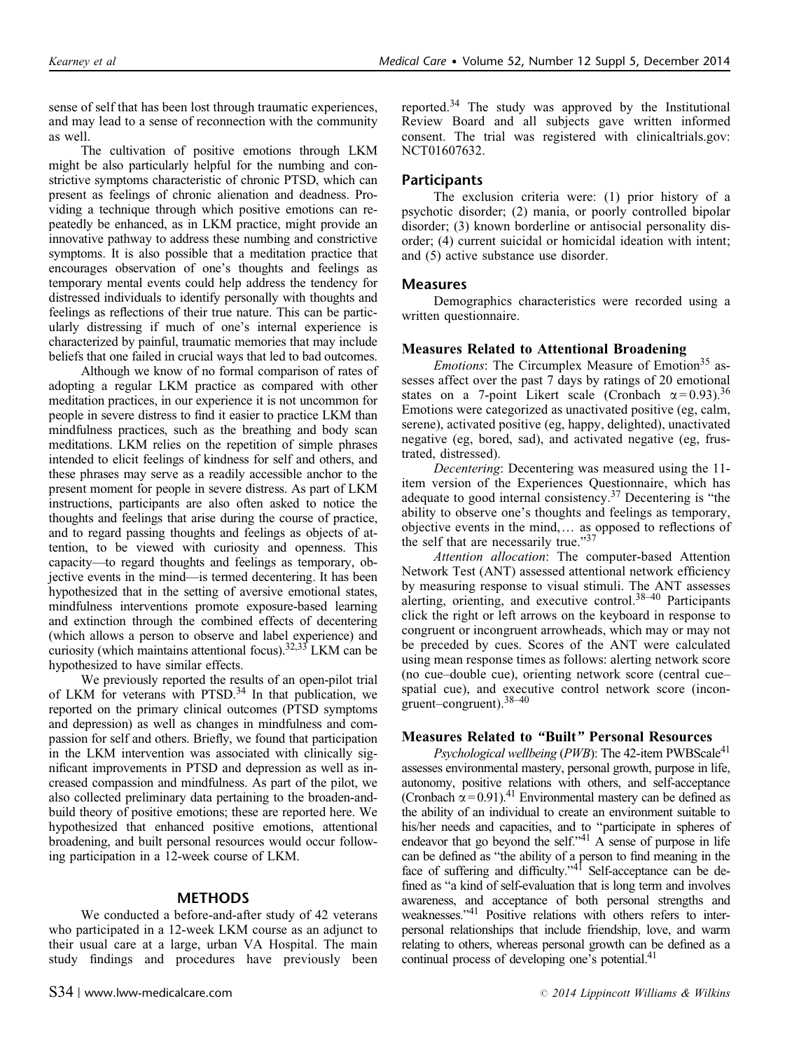sense of self that has been lost through traumatic experiences, and may lead to a sense of reconnection with the community as well.

The cultivation of positive emotions through LKM might be also particularly helpful for the numbing and constrictive symptoms characteristic of chronic PTSD, which can present as feelings of chronic alienation and deadness. Providing a technique through which positive emotions can repeatedly be enhanced, as in LKM practice, might provide an innovative pathway to address these numbing and constrictive symptoms. It is also possible that a meditation practice that encourages observation of one's thoughts and feelings as temporary mental events could help address the tendency for distressed individuals to identify personally with thoughts and feelings as reflections of their true nature. This can be particularly distressing if much of one's internal experience is characterized by painful, traumatic memories that may include beliefs that one failed in crucial ways that led to bad outcomes.

Although we know of no formal comparison of rates of adopting a regular LKM practice as compared with other meditation practices, in our experience it is not uncommon for people in severe distress to find it easier to practice LKM than mindfulness practices, such as the breathing and body scan meditations. LKM relies on the repetition of simple phrases intended to elicit feelings of kindness for self and others, and these phrases may serve as a readily accessible anchor to the present moment for people in severe distress. As part of LKM instructions, participants are also often asked to notice the thoughts and feelings that arise during the course of practice, and to regard passing thoughts and feelings as objects of attention, to be viewed with curiosity and openness. This capacity—to regard thoughts and feelings as temporary, objective events in the mind—is termed decentering. It has been hypothesized that in the setting of aversive emotional states, mindfulness interventions promote exposure-based learning and extinction through the combined effects of decentering (which allows a person to observe and label experience) and curiosity (which maintains attentional focus).[32,33] LKM can be hypothesized to have similar effects.

We previously reported the results of an open-pilot trial of LKM for veterans with PTSD.[34] In that publication, we reported on the primary clinical outcomes (PTSD symptoms and depression) as well as changes in mindfulness and compassion for self and others. Briefly, we found that participation in the LKM intervention was associated with clinically significant improvements in PTSD and depression as well as increased compassion and mindfulness. As part of the pilot, we also collected preliminary data pertaining to the broaden-and-build theory of positive emotions; these are reported here. We hypothesized that enhanced positive emotions, attentional broadening, and built personal resources would occur following participation in a 12-week course of LKM.

## METHODS

We conducted a before-and-after study of 42 veterans who participated in a 12-week LKM course as an adjunct to their usual care at a large, urban VA Hospital. The main study findings and procedures have previously been reported.[34] The study was approved by the Institutional Review Board and all subjects gave written informed consent. The trial was registered with clinicaltrials.gov: NCT01607632.

### Participants

The exclusion criteria were: (1) prior history of a psychotic disorder; (2) mania, or poorly controlled bipolar disorder; (3) known borderline or antisocial personality disorder; (4) current suicidal or homicidal ideation with intent; and (5) active substance use disorder.

### Measures

Demographics characteristics were recorded using a written questionnaire.

#### Measures Related to Attentional Broadening

*Emotions*: The Circumplex Measure of Emotion[35] assesses affect over the past 7 days by ratings of 20 emotional states on a 7-point Likert scale (Cronbach $\alpha = 0.93$).[36] Emotions were categorized as unactivated positive (eg, calm, serene), activated positive (eg, happy, delighted), unactivated negative (eg, bored, sad), and activated negative (eg, frustrated, distressed).

*Decentering*: Decentering was measured using the 11-item version of the Experiences Questionnaire, which has adequate to good internal consistency.[37] Decentering is "the ability to observe one's thoughts and feelings as temporary, objective events in the mind,… as opposed to reflections of the self that are necessarily true."[37]

*Attention allocation*: The computer-based Attention Network Test (ANT) assessed attentional network efficiency by measuring response to visual stimuli. The ANT assesses alerting, orienting, and executive control.[38–40] Participants click the right or left arrows on the keyboard in response to congruent or incongruent arrowheads, which may or may not be preceded by cues. Scores of the ANT were calculated using mean response times as follows: alerting network score (no cue–double cue), orienting network score (central cue–spatial cue), and executive control network score (incongruent–congruent).[38–40]

#### Measures Related to "Built" Personal Resources

*Psychological wellbeing* (*PWB*): The 42-item PWBScale[41] assesses environmental mastery, personal growth, purpose in life, autonomy, positive relations with others, and self-acceptance (Cronbach $\alpha = 0.91$).[41] Environmental mastery can be defined as the ability of an individual to create an environment suitable to his/her needs and capacities, and to "participate in spheres of endeavor that go beyond the self."[41] A sense of purpose in life can be defined as "the ability of a person to find meaning in the face of suffering and difficulty."[41] Self-acceptance can be defined as "a kind of self-evaluation that is long term and involves awareness, and acceptance of both personal strengths and weaknesses."[41] Positive relations with others refers to interpersonal relationships that include friendship, love, and warm relating to others, whereas personal growth can be defined as a continual process of developing one's potential.[41]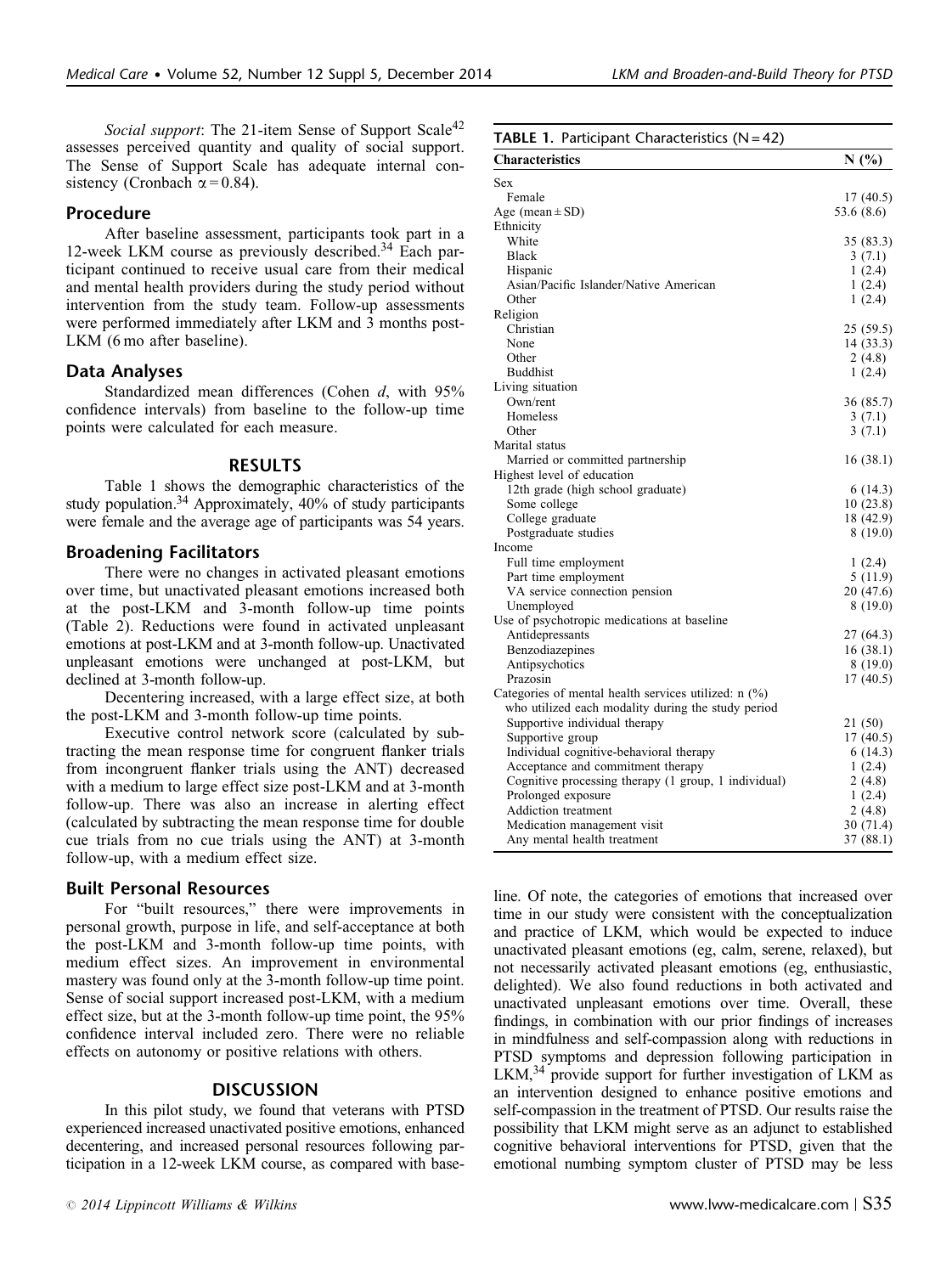*Social support*: The 21-item Sense of Support Scale[42] assesses perceived quantity and quality of social support. The Sense of Support Scale has adequate internal consistency (Cronbach $\alpha = 0.84$).

## Procedure

After baseline assessment, participants took part in a 12-week LKM course as previously described.[34] Each participant continued to receive usual care from their medical and mental health providers during the study period without intervention from the study team. Follow-up assessments were performed immediately after LKM and 3 months post-LKM (6 mo after baseline).

## Data Analyses

Standardized mean differences (Cohen *d*, with 95% confidence intervals) from baseline to the follow-up time points were calculated for each measure.

# RESULTS

Table 1 shows the demographic characteristics of the study population.[34] Approximately, 40% of study participants were female and the average age of participants was 54 years.

## Broadening Facilitators

There were no changes in activated pleasant emotions over time, but unactivated pleasant emotions increased both at the post-LKM and 3-month follow-up time points (Table 2). Reductions were found in activated unpleasant emotions at post-LKM and at 3-month follow-up. Unactivated unpleasant emotions were unchanged at post-LKM, but declined at 3-month follow-up.

Decentering increased, with a large effect size, at both the post-LKM and 3-month follow-up time points.

Executive control network score (calculated by subtracting the mean response time for congruent flanker trials from incongruent flanker trials using the ANT) decreased with a medium to large effect size post-LKM and at 3-month follow-up. There was also an increase in alerting effect (calculated by subtracting the mean response time for double cue trials from no cue trials using the ANT) at 3-month follow-up, with a medium effect size.

## Built Personal Resources

For "built resources," there were improvements in personal growth, purpose in life, and self-acceptance at both the post-LKM and 3-month follow-up time points, with medium effect sizes. An improvement in environmental mastery was found only at the 3-month follow-up time point. Sense of social support increased post-LKM, with a medium effect size, but at the 3-month follow-up time point, the 95% confidence interval included zero. There were no reliable effects on autonomy or positive relations with others.

# DISCUSSION

In this pilot study, we found that veterans with PTSD experienced increased unactivated positive emotions, enhanced decentering, and increased personal resources following participation in a 12-week LKM course, as compared with baseline. Of note, the categories of emotions that increased over time in our study were consistent with the conceptualization and practice of LKM, which would be expected to induce unactivated pleasant emotions (eg, calm, serene, relaxed), but not necessarily activated pleasant emotions (eg, enthusiastic, delighted). We also found reductions in both activated and unactivated unpleasant emotions over time. Overall, these findings, in combination with our prior findings of increases in mindfulness and self-compassion along with reductions in PTSD symptoms and depression following participation in LKM,[34] provide support for further investigation of LKM as an intervention designed to enhance positive emotions and self-compassion in the treatment of PTSD. Our results raise the possibility that LKM might serve as an adjunct to established cognitive behavioral interventions for PTSD, given that the emotional numbing symptom cluster of PTSD may be less

**TABLE 1.** Participant Characteristics (N = 42)

| Characteristics | N (%) |
|---|---|
| Sex | |
| Female | 17 (40.5) |
| Age (mean ± SD) | 53.6 (8.6) |
| Ethnicity | |
| White | 35 (83.3) |
| Black | 3 (7.1) |
| Hispanic | 1 (2.4) |
| Asian/Pacific Islander/Native American | 1 (2.4) |
| Other | 1 (2.4) |
| Religion | |
| Christian | 25 (59.5) |
| None | 14 (33.3) |
| Other | 2 (4.8) |
| Buddhist | 1 (2.4) |
| Living situation | |
| Own/rent | 36 (85.7) |
| Homeless | 3 (7.1) |
| Other | 3 (7.1) |
| Marital status | |
| Married or committed partnership | 16 (38.1) |
| Highest level of education | |
| 12th grade (high school graduate) | 6 (14.3) |
| Some college | 10 (23.8) |
| College graduate | 18 (42.9) |
| Postgraduate studies | 8 (19.0) |
| Income | |
| Full time employment | 1 (2.4) |
| Part time employment | 5 (11.9) |
| VA service connection pension | 20 (47.6) |
| Unemployed | 8 (19.0) |
| Use of psychotropic medications at baseline | |
| Antidepressants | 27 (64.3) |
| Benzodiazepines | 16 (38.1) |
| Antipsychotics | 8 (19.0) |
| Prazosin | 17 (40.5) |
| Categories of mental health services utilized: n (%) who utilized each modality during the study period | |
| Supportive individual therapy | 21 (50) |
| Supportive group | 17 (40.5) |
| Individual cognitive-behavioral therapy | 6 (14.3) |
| Acceptance and commitment therapy | 1 (2.4) |
| Cognitive processing therapy (1 group, 1 individual) | 2 (4.8) |
| Prolonged exposure | 1 (2.4) |
| Addiction treatment | 2 (4.8) |
| Medication management visit | 30 (71.4) |
| Any mental health treatment | 37 (88.1) |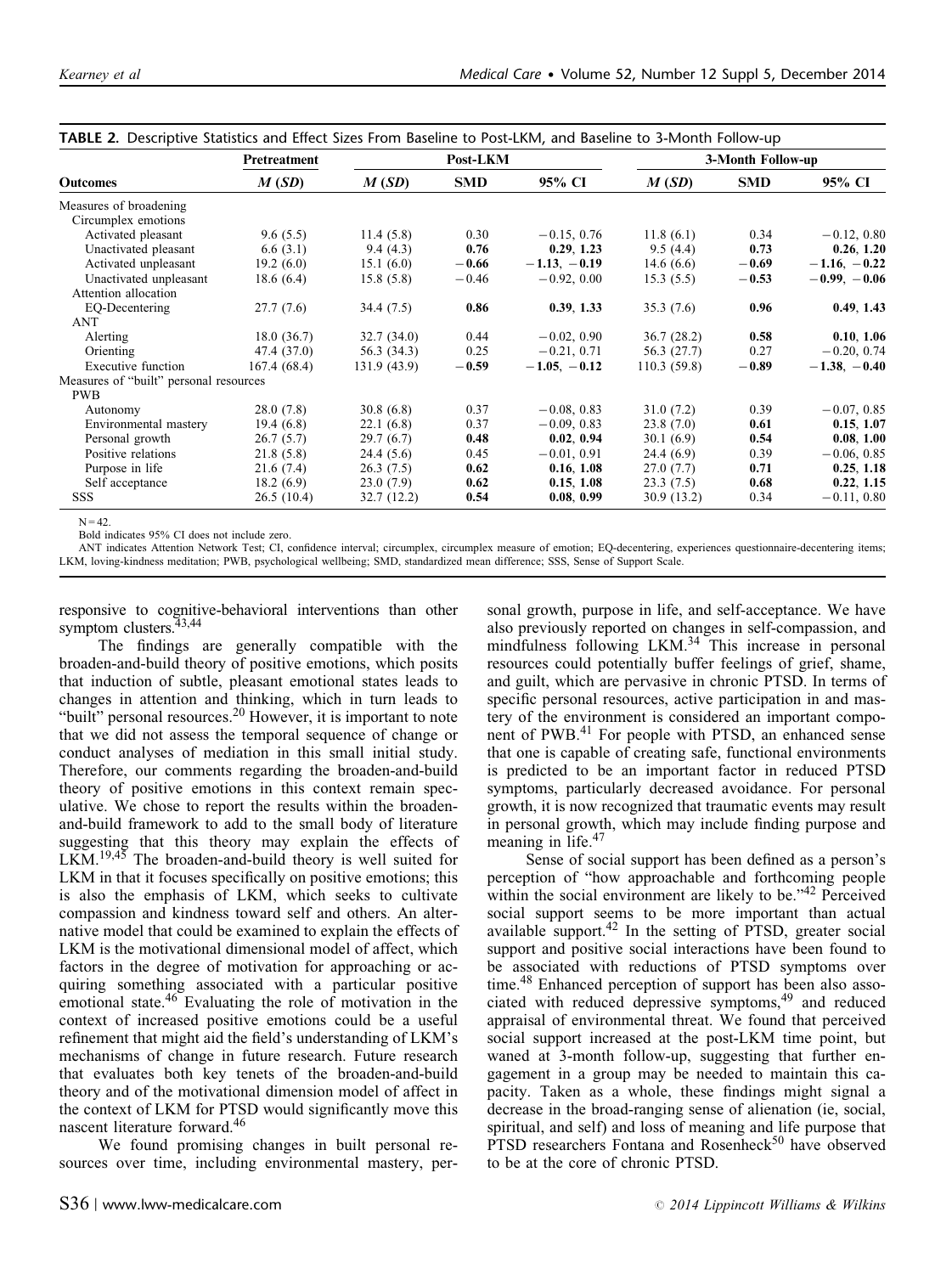**TABLE 2.** Descriptive Statistics and Effect Sizes From Baseline to Post-LKM, and Baseline to 3-Month Follow-up

| Outcomes | Pretreatment | Post-LKM | | | 3-Month Follow-up | | |
|---|---|---|---|---|---|---|---|
| | *M* (*SD*) | *M* (*SD*) | SMD | 95% CI | *M* (*SD*) | SMD | 95% CI |
| Measures of broadening | | | | | | | |
| Circumplex emotions | | | | | | | |
| Activated pleasant | 9.6 (5.5) | 11.4 (5.8) | 0.30 | −0.15, 0.76 | 11.8 (6.1) | 0.34 | −0.12, 0.80 |
| Unactivated pleasant | 6.6 (3.1) | 9.4 (4.3) | **0.76** | **0.29, 1.23** | 9.5 (4.4) | **0.73** | **0.26, 1.20** |
| Activated unpleasant | 19.2 (6.0) | 15.1 (6.0) | **−0.66** | **−1.13, −0.19** | 14.6 (6.6) | **−0.69** | **−1.16, −0.22** |
| Unactivated unpleasant | 18.6 (6.4) | 15.8 (5.8) | −0.46 | −0.92, 0.00 | 15.3 (5.5) | **−0.53** | **−0.99, −0.06** |
| Attention allocation | | | | | | | |
| EQ-Decentering | 27.7 (7.6) | 34.4 (7.5) | **0.86** | **0.39, 1.33** | 35.3 (7.6) | **0.96** | **0.49, 1.43** |
| ANT | | | | | | | |
| Alerting | 18.0 (36.7) | 32.7 (34.0) | 0.44 | −0.02, 0.90 | 36.7 (28.2) | **0.58** | **0.10, 1.06** |
| Orienting | 47.4 (37.0) | 56.3 (34.3) | 0.25 | −0.21, 0.71 | 56.3 (27.7) | 0.27 | −0.20, 0.74 |
| Executive function | 167.4 (68.4) | 131.9 (43.9) | **−0.59** | **−1.05, −0.12** | 110.3 (59.8) | **−0.89** | **−1.38, −0.40** |
| Measures of "built" personal resources | | | | | | | |
| PWB | | | | | | | |
| Autonomy | 28.0 (7.8) | 30.8 (6.8) | 0.37 | −0.08, 0.83 | 31.0 (7.2) | 0.39 | −0.07, 0.85 |
| Environmental mastery | 19.4 (6.8) | 22.1 (6.8) | 0.37 | −0.09, 0.83 | 23.8 (7.0) | **0.61** | **0.15, 1.07** |
| Personal growth | 26.7 (5.7) | 29.7 (6.7) | **0.48** | **0.02, 0.94** | 30.1 (6.9) | **0.54** | **0.08, 1.00** |
| Positive relations | 21.8 (5.8) | 24.4 (5.6) | 0.45 | −0.01, 0.91 | 24.4 (6.9) | 0.39 | −0.06, 0.85 |
| Purpose in life | 21.6 (7.4) | 26.3 (7.5) | **0.62** | **0.16, 1.08** | 27.0 (7.7) | **0.71** | **0.25, 1.18** |
| Self acceptance | 18.2 (6.9) | 23.0 (7.9) | **0.62** | **0.15, 1.08** | 23.3 (7.5) | **0.68** | **0.22, 1.15** |
| SSS | 26.5 (10.4) | 32.7 (12.2) | **0.54** | **0.08, 0.99** | 30.9 (13.2) | 0.34 | −0.11, 0.80 |

N = 42.

Bold indicates 95% CI does not include zero.

ANT indicates Attention Network Test; CI, confidence interval; circumplex, circumplex measure of emotion; EQ-decentering, experiences questionnaire-decentering items; LKM, loving-kindness meditation; PWB, psychological wellbeing; SMD, standardized mean difference; SSS, Sense of Support Scale.

responsive to cognitive-behavioral interventions than other symptom clusters.[43,44]

The findings are generally compatible with the broaden-and-build theory of positive emotions, which posits that induction of subtle, pleasant emotional states leads to changes in attention and thinking, which in turn leads to "built" personal resources.[20] However, it is important to note that we did not assess the temporal sequence of change or conduct analyses of mediation in this small initial study. Therefore, our comments regarding the broaden-and-build theory of positive emotions in this context remain speculative. We chose to report the results within the broaden-and-build framework to add to the small body of literature suggesting that this theory may explain the effects of LKM.[19,45] The broaden-and-build theory is well suited for LKM in that it focuses specifically on positive emotions; this is also the emphasis of LKM, which seeks to cultivate compassion and kindness toward self and others. An alternative model that could be examined to explain the effects of LKM is the motivational dimensional model of affect, which factors in the degree of motivation for approaching or acquiring something associated with a particular positive emotional state.[46] Evaluating the role of motivation in the context of increased positive emotions could be a useful refinement that might aid the field's understanding of LKM's mechanisms of change in future research. Future research that evaluates both key tenets of the broaden-and-build theory and of the motivational dimension model of affect in the context of LKM for PTSD would significantly move this nascent literature forward.[46]

We found promising changes in built personal resources over time, including environmental mastery, personal growth, purpose in life, and self-acceptance. We have also previously reported on changes in self-compassion, and mindfulness following LKM.[34] This increase in personal resources could potentially buffer feelings of grief, shame, and guilt, which are pervasive in chronic PTSD. In terms of specific personal resources, active participation in and mastery of the environment is considered an important component of PWB.[41] For people with PTSD, an enhanced sense that one is capable of creating safe, functional environments is predicted to be an important factor in reduced PTSD symptoms, particularly decreased avoidance. For personal growth, it is now recognized that traumatic events may result in personal growth, which may include finding purpose and meaning in life.[47]

Sense of social support has been defined as a person's perception of "how approachable and forthcoming people within the social environment are likely to be."[42] Perceived social support seems to be more important than actual available support.[42] In the setting of PTSD, greater social support and positive social interactions have been found to be associated with reductions of PTSD symptoms over time.[48] Enhanced perception of support has been also associated with reduced depressive symptoms,[49] and reduced appraisal of environmental threat. We found that perceived social support increased at the post-LKM time point, but waned at 3-month follow-up, suggesting that further engagement in a group may be needed to maintain this capacity. Taken as a whole, these findings might signal a decrease in the broad-ranging sense of alienation (ie, social, spiritual, and self) and loss of meaning and life purpose that PTSD researchers Fontana and Rosenheck[50] have observed to be at the core of chronic PTSD.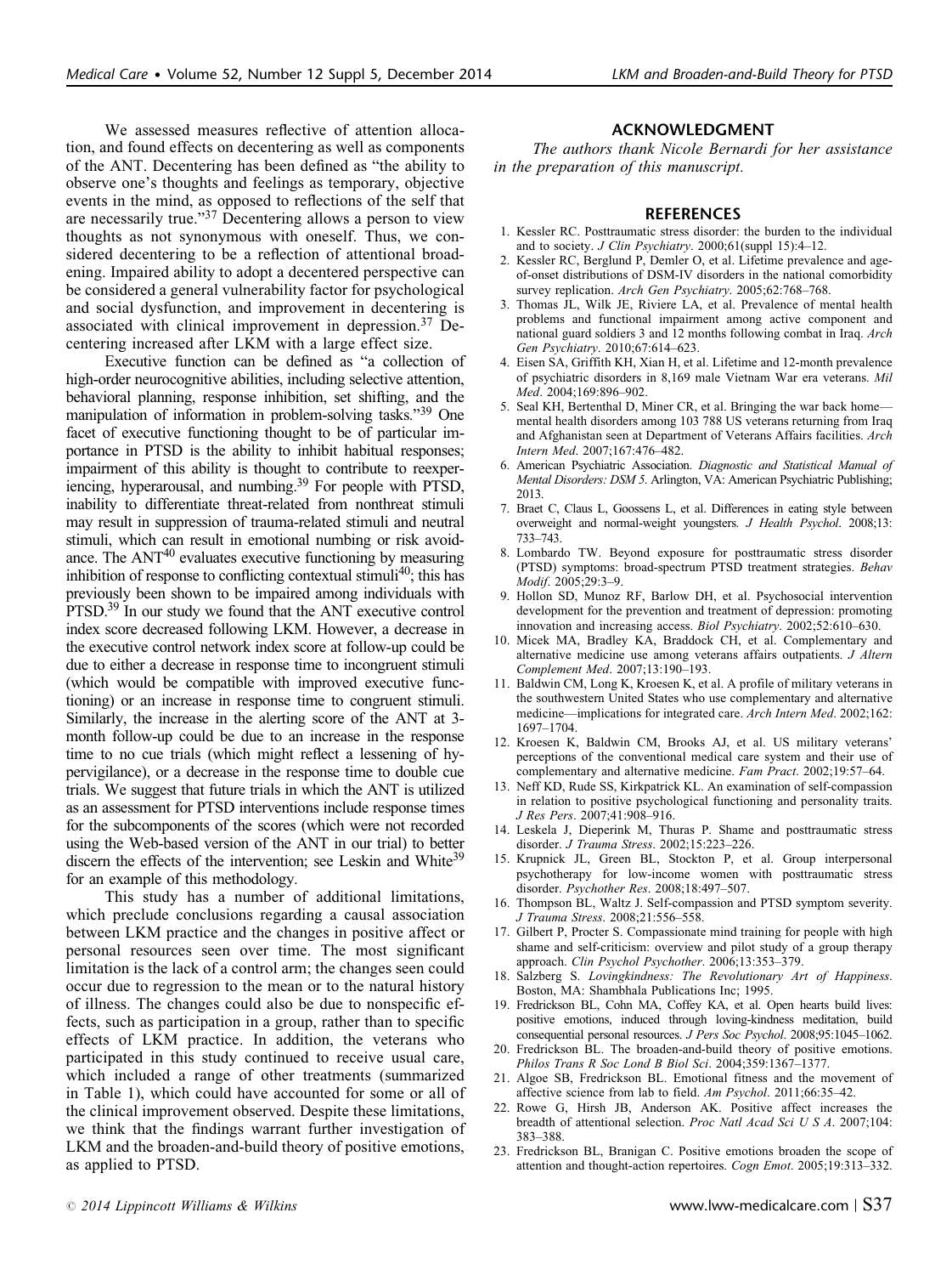We assessed measures reflective of attention allocation, and found effects on decentering as well as components of the ANT. Decentering has been defined as "the ability to observe one's thoughts and feelings as temporary, objective events in the mind, as opposed to reflections of the self that are necessarily true."[37] Decentering allows a person to view thoughts as not synonymous with oneself. Thus, we considered decentering to be a reflection of attentional broadening. Impaired ability to adopt a decentered perspective can be considered a general vulnerability factor for psychological and social dysfunction, and improvement in decentering is associated with clinical improvement in depression.[37] Decentering increased after LKM with a large effect size.

Executive function can be defined as "a collection of high-order neurocognitive abilities, including selective attention, behavioral planning, response inhibition, set shifting, and the manipulation of information in problem-solving tasks."[39] One facet of executive functioning thought to be of particular importance in PTSD is the ability to inhibit habitual responses; impairment of this ability is thought to contribute to reexperiencing, hyperarousal, and numbing.[39] For people with PTSD, inability to differentiate threat-related from nonthreat stimuli may result in suppression of trauma-related stimuli and neutral stimuli, which can result in emotional numbing or risk avoidance. The ANT[40] evaluates executive functioning by measuring inhibition of response to conflicting contextual stimuli[40]; this has previously been shown to be impaired among individuals with PTSD.[39] In our study we found that the ANT executive control index score decreased following LKM. However, a decrease in the executive control network index score at follow-up could be due to either a decrease in response time to incongruent stimuli (which would be compatible with improved executive functioning) or an increase in response time to congruent stimuli. Similarly, the increase in the alerting score of the ANT at 3-month follow-up could be due to an increase in the response time to no cue trials (which might reflect a lessening of hypervigilance), or a decrease in the response time to double cue trials. We suggest that future trials in which the ANT is utilized as an assessment for PTSD interventions include response times for the subcomponents of the scores (which were not recorded using the Web-based version of the ANT in our trial) to better discern the effects of the intervention; see Leskin and White[39] for an example of this methodology.

This study has a number of additional limitations, which preclude conclusions regarding a causal association between LKM practice and the changes in positive affect or personal resources seen over time. The most significant limitation is the lack of a control arm; the changes seen could occur due to regression to the mean or to the natural history of illness. The changes could also be due to nonspecific effects, such as participation in a group, rather than to specific effects of LKM practice. In addition, the veterans who participated in this study continued to receive usual care, which included a range of other treatments (summarized in Table 1), which could have accounted for some or all of the clinical improvement observed. Despite these limitations, we think that the findings warrant further investigation of LKM and the broaden-and-build theory of positive emotions, as applied to PTSD.

## ACKNOWLEDGMENT

*The authors thank Nicole Bernardi for her assistance in the preparation of this manuscript.*

## REFERENCES

1. Kessler RC. Posttraumatic stress disorder: the burden to the individual and to society. *J Clin Psychiatry*. 2000;61(suppl 15):4–12.
2. Kessler RC, Berglund P, Demler O, et al. Lifetime prevalence and age-of-onset distributions of DSM-IV disorders in the national comorbidity survey replication. *Arch Gen Psychiatry*. 2005;62:768–768.
3. Thomas JL, Wilk JE, Riviere LA, et al. Prevalence of mental health problems and functional impairment among active component and national guard soldiers 3 and 12 months following combat in Iraq. *Arch Gen Psychiatry*. 2010;67:614–623.
4. Eisen SA, Griffith KH, Xian H, et al. Lifetime and 12-month prevalence of psychiatric disorders in 8,169 male Vietnam War era veterans. *Mil Med*. 2004;169:896–902.
5. Seal KH, Bertenthal D, Miner CR, et al. Bringing the war back home—mental health disorders among 103 788 US veterans returning from Iraq and Afghanistan seen at Department of Veterans Affairs facilities. *Arch Intern Med*. 2007;167:476–482.
6. American Psychiatric Association. *Diagnostic and Statistical Manual of Mental Disorders: DSM 5*. Arlington, VA: American Psychiatric Publishing; 2013.
7. Braet C, Claus L, Goossens L, et al. Differences in eating style between overweight and normal-weight youngsters. *J Health Psychol*. 2008;13: 733–743.
8. Lombardo TW. Beyond exposure for posttraumatic stress disorder (PTSD) symptoms: broad-spectrum PTSD treatment strategies. *Behav Modif*. 2005;29:3–9.
9. Hollon SD, Munoz RF, Barlow DH, et al. Psychosocial intervention development for the prevention and treatment of depression: promoting innovation and increasing access. *Biol Psychiatry*. 2002;52:610–630.
10. Micek MA, Bradley KA, Braddock CH, et al. Complementary and alternative medicine use among veterans affairs outpatients. *J Altern Complement Med*. 2007;13:190–193.
11. Baldwin CM, Long K, Kroesen K, et al. A profile of military veterans in the southwestern United States who use complementary and alternative medicine—implications for integrated care. *Arch Intern Med*. 2002;162: 1697–1704.
12. Kroesen K, Baldwin CM, Brooks AJ, et al. US military veterans' perceptions of the conventional medical care system and their use of complementary and alternative medicine. *Fam Pract*. 2002;19:57–64.
13. Neff KD, Rude SS, Kirkpatrick KL. An examination of self-compassion in relation to positive psychological functioning and personality traits. *J Res Pers*. 2007;41:908–916.
14. Leskela J, Dieperink M, Thuras P. Shame and posttraumatic stress disorder. *J Trauma Stress*. 2002;15:223–226.
15. Krupnick JL, Green BL, Stockton P, et al. Group interpersonal psychotherapy for low-income women with posttraumatic stress disorder. *Psychother Res*. 2008;18:497–507.
16. Thompson BL, Waltz J. Self-compassion and PTSD symptom severity. *J Trauma Stress*. 2008;21:556–558.
17. Gilbert P, Procter S. Compassionate mind training for people with high shame and self-criticism: overview and pilot study of a group therapy approach. *Clin Psychol Psychother*. 2006;13:353–379.
18. Salzberg S. *Lovingkindness: The Revolutionary Art of Happiness*. Boston, MA: Shambhala Publications Inc; 1995.
19. Fredrickson BL, Cohn MA, Coffey KA, et al. Open hearts build lives: positive emotions, induced through loving-kindness meditation, build consequential personal resources. *J Pers Soc Psychol*. 2008;95:1045–1062.
20. Fredrickson BL. The broaden-and-build theory of positive emotions. *Philos Trans R Soc Lond B Biol Sci*. 2004;359:1367–1377.
21. Algoe SB, Fredrickson BL. Emotional fitness and the movement of affective science from lab to field. *Am Psychol*. 2011;66:35–42.
22. Rowe G, Hirsh JB, Anderson AK. Positive affect increases the breadth of attentional selection. *Proc Natl Acad Sci U S A*. 2007;104: 383–388.
23. Fredrickson BL, Branigan C. Positive emotions broaden the scope of attention and thought-action repertoires. *Cogn Emot*. 2005;19:313–332.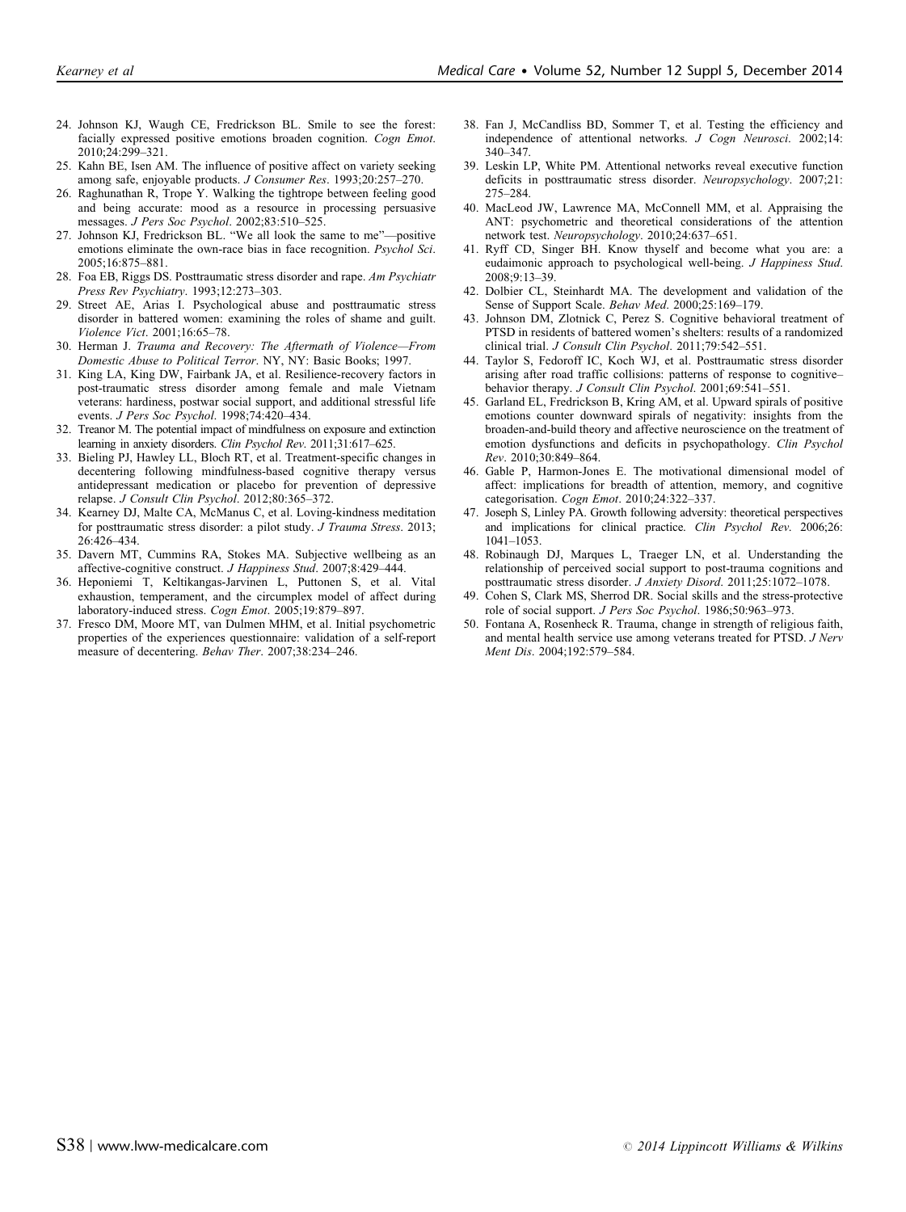24. Johnson KJ, Waugh CE, Fredrickson BL. Smile to see the forest: facially expressed positive emotions broaden cognition. *Cogn Emot*. 2010;24:299–321.
25. Kahn BE, Isen AM. The influence of positive affect on variety seeking among safe, enjoyable products. *J Consumer Res*. 1993;20:257–270.
26. Raghunathan R, Trope Y. Walking the tightrope between feeling good and being accurate: mood as a resource in processing persuasive messages. *J Pers Soc Psychol*. 2002;83:510–525.
27. Johnson KJ, Fredrickson BL. "We all look the same to me"—positive emotions eliminate the own-race bias in face recognition. *Psychol Sci*. 2005;16:875–881.
28. Foa EB, Riggs DS. Posttraumatic stress disorder and rape. *Am Psychiatr Press Rev Psychiatry*. 1993;12:273–303.
29. Street AE, Arias I. Psychological abuse and posttraumatic stress disorder in battered women: examining the roles of shame and guilt. *Violence Vict*. 2001;16:65–78.
30. Herman J. *Trauma and Recovery: The Aftermath of Violence—From Domestic Abuse to Political Terror*. NY, NY: Basic Books; 1997.
31. King LA, King DW, Fairbank JA, et al. Resilience-recovery factors in post-traumatic stress disorder among female and male Vietnam veterans: hardiness, postwar social support, and additional stressful life events. *J Pers Soc Psychol*. 1998;74:420–434.
32. Treanor M. The potential impact of mindfulness on exposure and extinction learning in anxiety disorders. *Clin Psychol Rev*. 2011;31:617–625.
33. Bieling PJ, Hawley LL, Bloch RT, et al. Treatment-specific changes in decentering following mindfulness-based cognitive therapy versus antidepressant medication or placebo for prevention of depressive relapse. *J Consult Clin Psychol*. 2012;80:365–372.
34. Kearney DJ, Malte CA, McManus C, et al. Loving-kindness meditation for posttraumatic stress disorder: a pilot study. *J Trauma Stress*. 2013; 26:426–434.
35. Davern MT, Cummins RA, Stokes MA. Subjective wellbeing as an affective-cognitive construct. *J Happiness Stud*. 2007;8:429–444.
36. Heponiemi T, Keltikangas-Jarvinen L, Puttonen S, et al. Vital exhaustion, temperament, and the circumplex model of affect during laboratory-induced stress. *Cogn Emot*. 2005;19:879–897.
37. Fresco DM, Moore MT, van Dulmen MHM, et al. Initial psychometric properties of the experiences questionnaire: validation of a self-report measure of decentering. *Behav Ther*. 2007;38:234–246.
38. Fan J, McCandliss BD, Sommer T, et al. Testing the efficiency and independence of attentional networks. *J Cogn Neurosci*. 2002;14: 340–347.
39. Leskin LP, White PM. Attentional networks reveal executive function deficits in posttraumatic stress disorder. *Neuropsychology*. 2007;21: 275–284.
40. MacLeod JW, Lawrence MA, McConnell MM, et al. Appraising the ANT: psychometric and theoretical considerations of the attention network test. *Neuropsychology*. 2010;24:637–651.
41. Ryff CD, Singer BH. Know thyself and become what you are: a eudaimonic approach to psychological well-being. *J Happiness Stud*. 2008;9:13–39.
42. Dolbier CL, Steinhardt MA. The development and validation of the Sense of Support Scale. *Behav Med*. 2000;25:169–179.
43. Johnson DM, Zlotnick C, Perez S. Cognitive behavioral treatment of PTSD in residents of battered women's shelters: results of a randomized clinical trial. *J Consult Clin Psychol*. 2011;79:542–551.
44. Taylor S, Fedoroff IC, Koch WJ, et al. Posttraumatic stress disorder arising after road traffic collisions: patterns of response to cognitive–behavior therapy. *J Consult Clin Psychol*. 2001;69:541–551.
45. Garland EL, Fredrickson B, Kring AM, et al. Upward spirals of positive emotions counter downward spirals of negativity: insights from the broaden-and-build theory and affective neuroscience on the treatment of emotion dysfunctions and deficits in psychopathology. *Clin Psychol Rev*. 2010;30:849–864.
46. Gable P, Harmon-Jones E. The motivational dimensional model of affect: implications for breadth of attention, memory, and cognitive categorisation. *Cogn Emot*. 2010;24:322–337.
47. Joseph S, Linley PA. Growth following adversity: theoretical perspectives and implications for clinical practice. *Clin Psychol Rev*. 2006;26: 1041–1053.
48. Robinaugh DJ, Marques L, Traeger LN, et al. Understanding the relationship of perceived social support to post-trauma cognitions and posttraumatic stress disorder. *J Anxiety Disord*. 2011;25:1072–1078.
49. Cohen S, Clark MS, Sherrod DR. Social skills and the stress-protective role of social support. *J Pers Soc Psychol*. 1986;50:963–973.
50. Fontana A, Rosenheck R. Trauma, change in strength of religious faith, and mental health service use among veterans treated for PTSD. *J Nerv Ment Dis*. 2004;192:579–584.